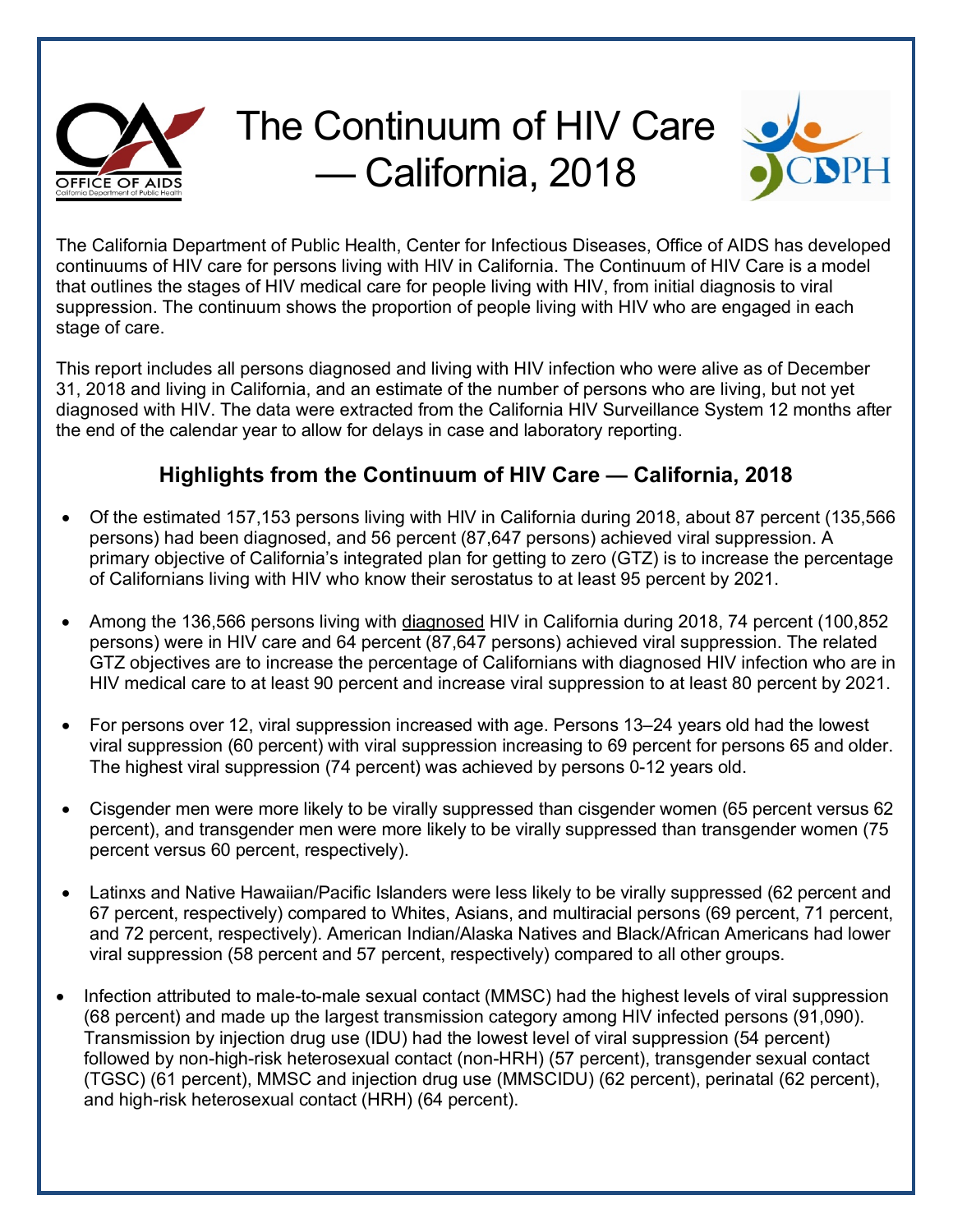# The Continuum of HIV Care — California, 2018

The California Department of Public Health, Center for Infectious Diseases, Office of AIDS has developed continuums of HIV care for persons living with HIV in California. The Continuum of HIV Care is a model that outlines the stages of HIV medical care for people living with HIV, from initial diagnosis to viral suppression. The continuum shows the proportion of people living with HIV who are engaged in each stage of care.

This report includes all persons diagnosed and living with HIV infection who were alive as of December 31, 2018 and living in California, and an estimate of the number of persons who are living, but not yet diagnosed with HIV. The data were extracted from the California HIV Surveillance System 12 months after the end of the calendar year to allow for delays in case and laboratory reporting.

## Highlights from the Continuum of HIV Care — California, 2018

- Of the estimated 157,153 persons living with HIV in California during 2018, about 87 percent (135,566 persons) had been diagnosed, and 56 percent (87,647 persons) achieved viral suppression. A primary objective of California's integrated plan for getting to zero (GTZ) is to increase the percentage of Californians living with HIV who know their serostatus to at least 95 percent by 2021.
- Among the 136,566 persons living with diagnosed HIV in California during 2018, 74 percent (100,852 persons) were in HIV care and 64 percent (87,647 persons) achieved viral suppression. The related GTZ objectives are to increase the percentage of Californians with diagnosed HIV infection who are in HIV medical care to at least 90 percent and increase viral suppression to at least 80 percent by 2021.
- For persons over 12, viral suppression increased with age. Persons 13–24 years old had the lowest viral suppression (60 percent) with viral suppression increasing to 69 percent for persons 65 and older. The highest viral suppression (74 percent) was achieved by persons 0-12 years old.
- Cisgender men were more likely to be virally suppressed than cisgender women (65 percent versus 62 percent), and transgender men were more likely to be virally suppressed than transgender women (75 percent versus 60 percent, respectively).
- Latinxs and Native Hawaiian/Pacific Islanders were less likely to be virally suppressed (62 percent and 67 percent, respectively) compared to Whites, Asians, and multiracial persons (69 percent, 71 percent, and 72 percent, respectively). American Indian/Alaska Natives and Black/African Americans had lower viral suppression (58 percent and 57 percent, respectively) compared to all other groups.
- Infection attributed to male-to-male sexual contact (MMSC) had the highest levels of viral suppression (68 percent) and made up the largest transmission category among HIV infected persons (91,090). Transmission by injection drug use (IDU) had the lowest level of viral suppression (54 percent) followed by non-high-risk heterosexual contact (non-HRH) (57 percent), transgender sexual contact (TGSC) (61 percent), MMSC and injection drug use (MMSCIDU) (62 percent), perinatal (62 percent), and high-risk heterosexual contact (HRH) (64 percent).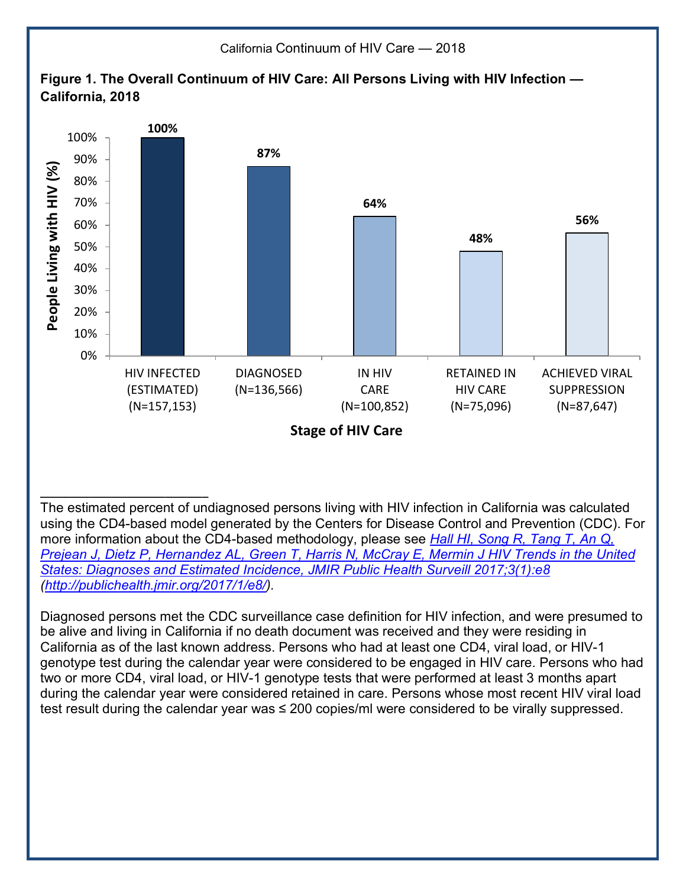California Continuum of HIV Care — 2018

**Figure 1. The Overall Continuum of HIV Care: All Persons Living with HIV Infection — California, 2018**

| Stage of HIV Care | People Living with HIV (%) |
|---|---|
| HIV INFECTED (ESTIMATED) (N=157,153) | 100% |
| DIAGNOSED (N=136,566) | 87% |
| IN HIV CARE (N=100,852) | 64% |
| RETAINED IN HIV CARE (N=75,096) | 48% |
| ACHIEVED VIRAL SUPPRESSION (N=87,647) | 56% |

---

The estimated percent of undiagnosed persons living with HIV infection in California was calculated using the CD4-based model generated by the Centers for Disease Control and Prevention (CDC). For more information about the CD4-based methodology, please see *[Hall HI, Song R, Tang T, An Q, Prejean J, Dietz P, Hernandez AL, Green T, Harris N, McCray E, Mermin J HIV Trends in the United States: Diagnoses and Estimated Incidence, JMIR Public Health Surveill 2017;3(1):e8](http://publichealth.jmir.org/2017/1/e8/) ([http://publichealth.jmir.org/2017/1/e8/](http://publichealth.jmir.org/2017/1/e8/))*.

Diagnosed persons met the CDC surveillance case definition for HIV infection, and were presumed to be alive and living in California if no death document was received and they were residing in California as of the last known address. Persons who had at least one CD4, viral load, or HIV-1 genotype test during the calendar year were considered to be engaged in HIV care. Persons who had two or more CD4, viral load, or HIV-1 genotype tests that were performed at least 3 months apart during the calendar year were considered retained in care. Persons whose most recent HIV viral load test result during the calendar year was ≤ 200 copies/ml were considered to be virally suppressed.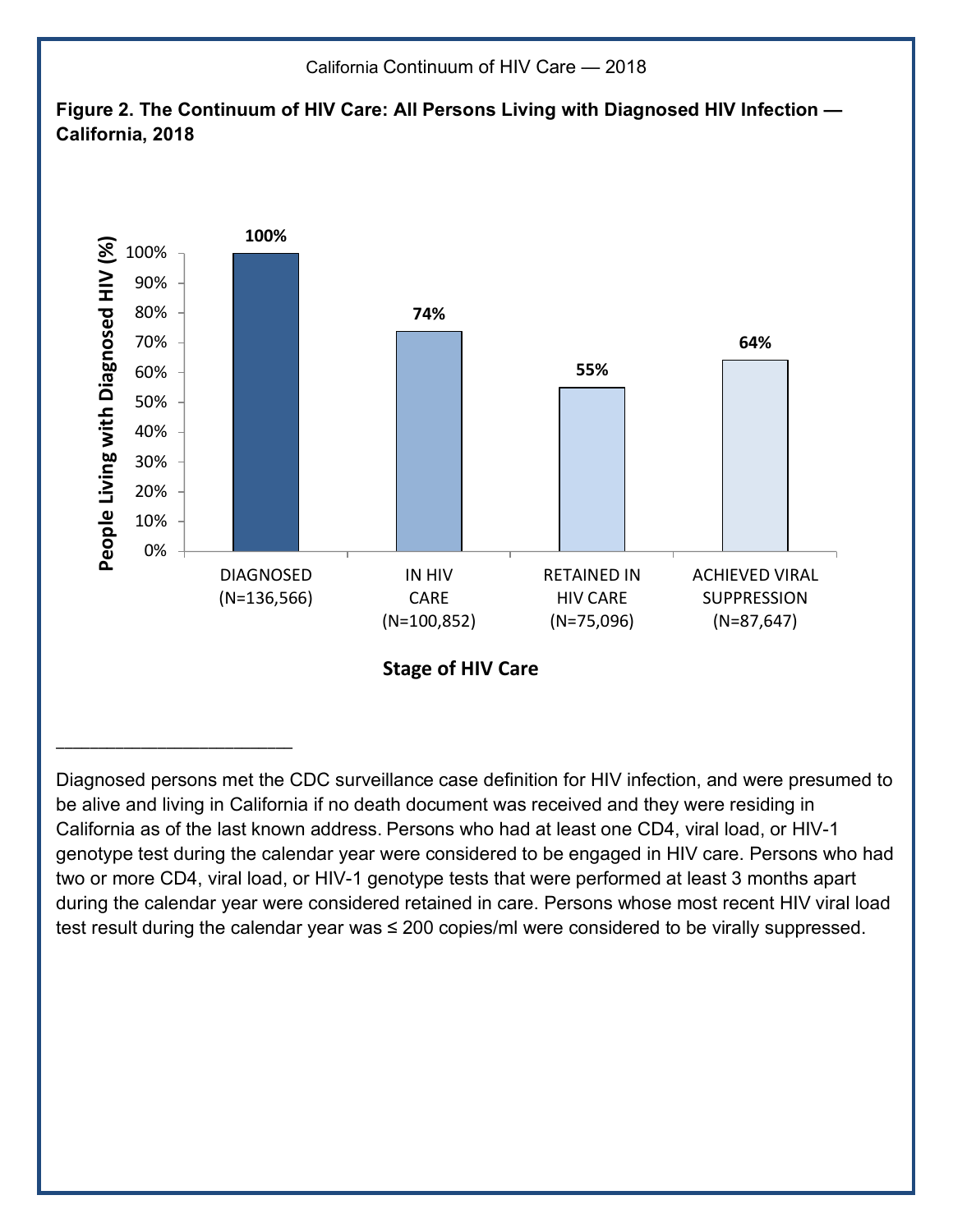**Figure 2. The Continuum of HIV Care: All Persons Living with Diagnosed HIV Infection — California, 2018**

| Stage of HIV Care | People Living with Diagnosed HIV (%) |
|---|---|
| DIAGNOSED (N=136,566) | 100% |
| IN HIV CARE (N=100,852) | 74% |
| RETAINED IN HIV CARE (N=75,096) | 55% |
| ACHIEVED VIRAL SUPPRESSION (N=87,647) | 64% |

---

Diagnosed persons met the CDC surveillance case definition for HIV infection, and were presumed to be alive and living in California if no death document was received and they were residing in California as of the last known address. Persons who had at least one CD4, viral load, or HIV-1 genotype test during the calendar year were considered to be engaged in HIV care. Persons who had two or more CD4, viral load, or HIV-1 genotype tests that were performed at least 3 months apart during the calendar year were considered retained in care. Persons whose most recent HIV viral load test result during the calendar year was ≤ 200 copies/ml were considered to be virally suppressed.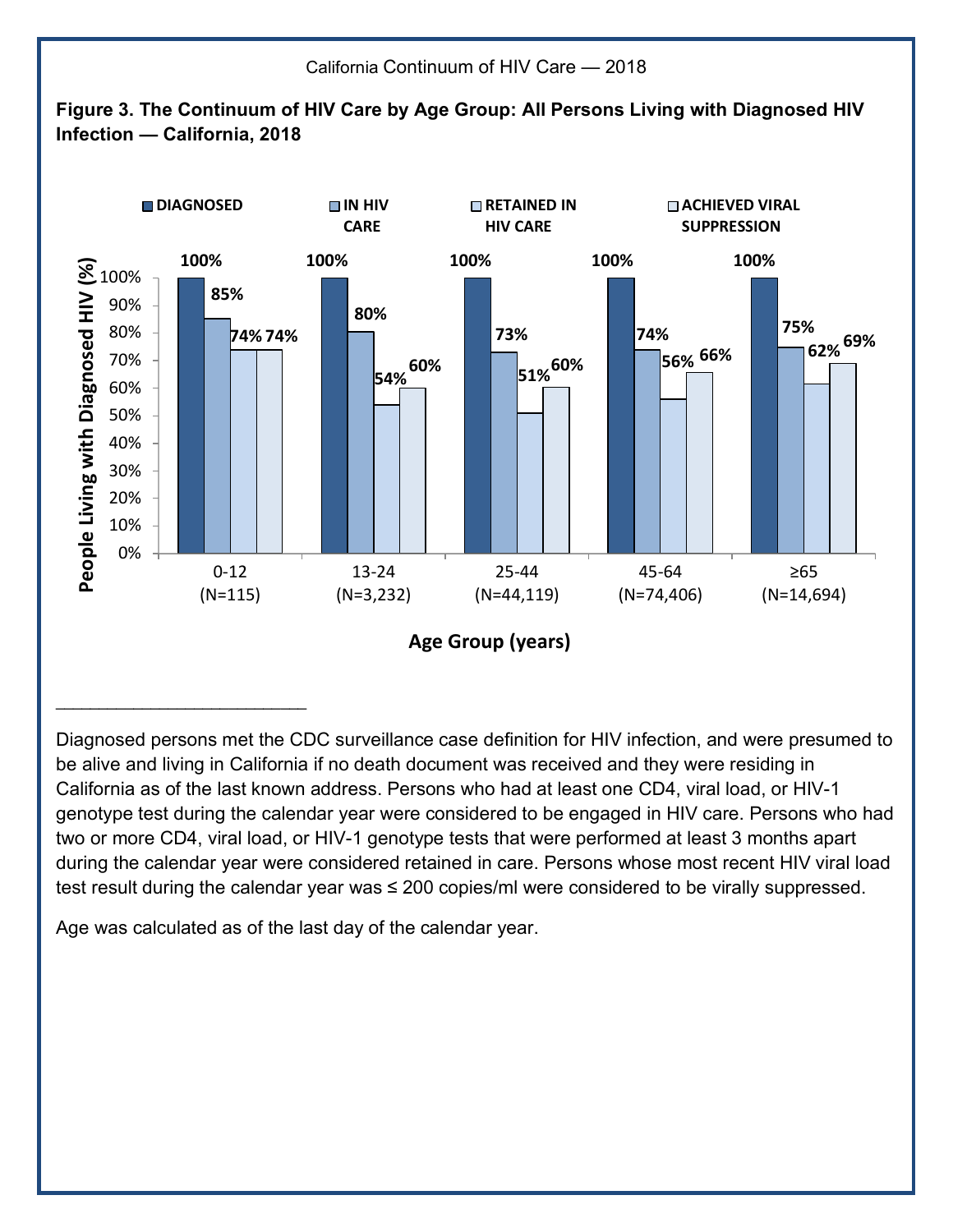**Figure 3. The Continuum of HIV Care by Age Group: All Persons Living with Diagnosed HIV Infection — California, 2018**

| Age Group (years) | Diagnosed | In HIV Care | Retained in HIV Care | Achieved Viral Suppression |
|---|---|---|---|---|
| 0-12 (N=115) | 100% | 85% | 74% | 74% |
| 13-24 (N=3,232) | 100% | 80% | 54% | 60% |
| 25-44 (N=44,119) | 100% | 73% | 51% | 60% |
| 45-64 (N=74,406) | 100% | 74% | 56% | 66% |
| ≥65 (N=14,694) | 100% | 75% | 62% | 69% |

---

Diagnosed persons met the CDC surveillance case definition for HIV infection, and were presumed to be alive and living in California if no death document was received and they were residing in California as of the last known address. Persons who had at least one CD4, viral load, or HIV-1 genotype test during the calendar year were considered to be engaged in HIV care. Persons who had two or more CD4, viral load, or HIV-1 genotype tests that were performed at least 3 months apart during the calendar year were considered retained in care. Persons whose most recent HIV viral load test result during the calendar year was ≤ 200 copies/ml were considered to be virally suppressed.

Age was calculated as of the last day of the calendar year.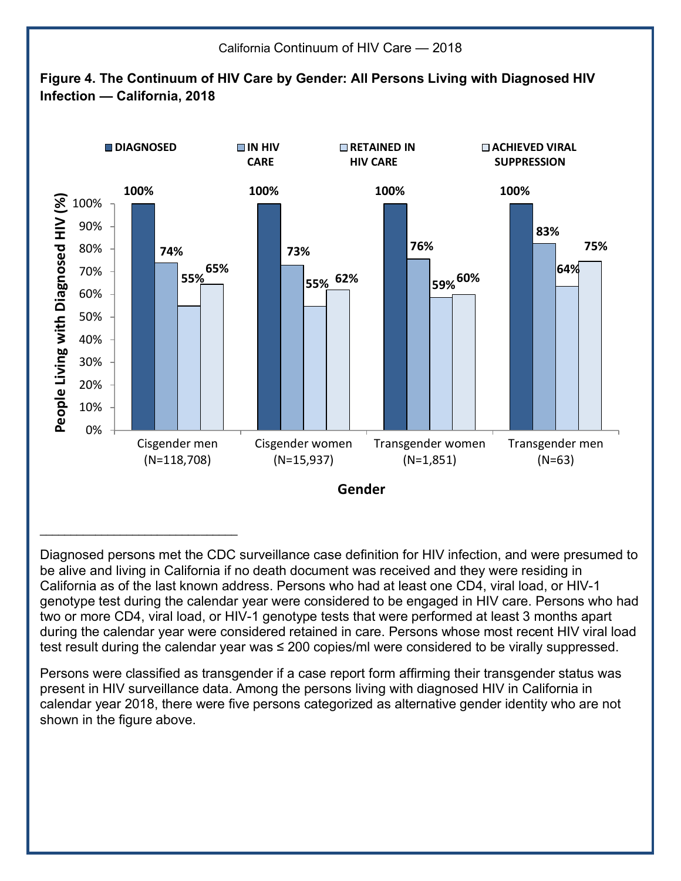**Figure 4. The Continuum of HIV Care by Gender: All Persons Living with Diagnosed HIV Infection — California, 2018**

| Gender | Diagnosed | In HIV Care | Retained in HIV Care | Achieved Viral Suppression |
|---|---|---|---|---|
| Cisgender men (N=118,708) | 100% | 74% | 55% | 65% |
| Cisgender women (N=15,937) | 100% | 73% | 55% | 62% |
| Transgender women (N=1,851) | 100% | 76% | 59% | 60% |
| Transgender men (N=63) | 100% | 83% | 64% | 75% |

Diagnosed persons met the CDC surveillance case definition for HIV infection, and were presumed to be alive and living in California if no death document was received and they were residing in California as of the last known address. Persons who had at least one CD4, viral load, or HIV-1 genotype test during the calendar year were considered to be engaged in HIV care. Persons who had two or more CD4, viral load, or HIV-1 genotype tests that were performed at least 3 months apart during the calendar year were considered retained in care. Persons whose most recent HIV viral load test result during the calendar year was ≤ 200 copies/ml were considered to be virally suppressed.

Persons were classified as transgender if a case report form affirming their transgender status was present in HIV surveillance data. Among the persons living with diagnosed HIV in California in calendar year 2018, there were five persons categorized as alternative gender identity who are not shown in the figure above.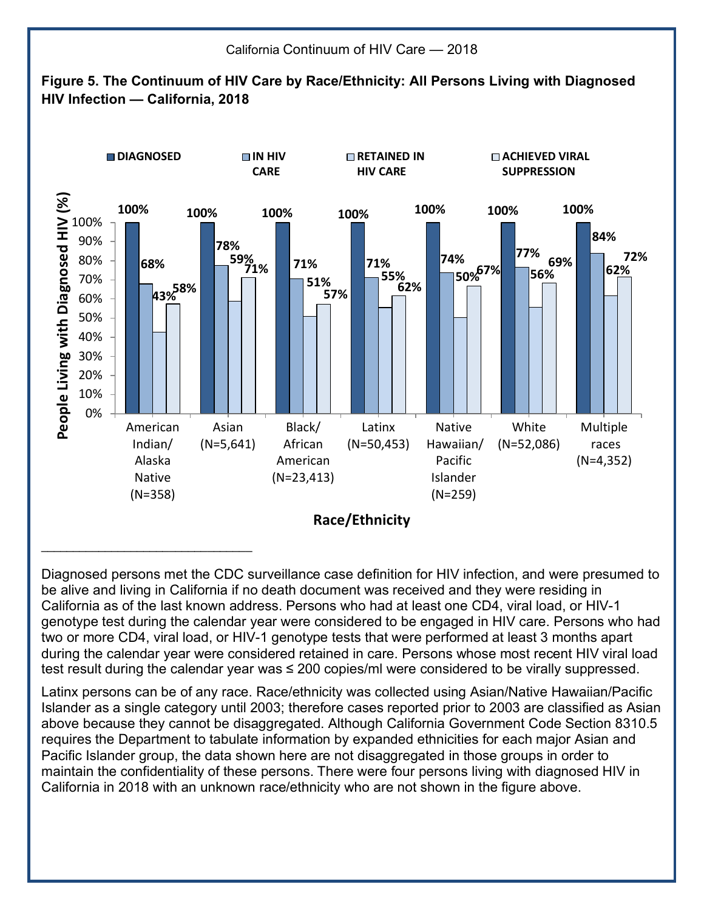**Figure 5. The Continuum of HIV Care by Race/Ethnicity: All Persons Living with Diagnosed HIV Infection — California, 2018**

| Race/Ethnicity | Diagnosed | In HIV Care | Retained in HIV Care | Achieved Viral Suppression |
|---|---|---|---|---|
| American Indian/Alaska Native (N=358) | 100% | 68% | 43% | 58% |
| Asian (N=5,641) | 100% | 78% | 59% | 71% |
| Black/African American (N=23,413) | 100% | 71% | 51% | 57% |
| Latinx (N=50,453) | 100% | 71% | 55% | 62% |
| Native Hawaiian/Pacific Islander (N=259) | 100% | 74% | 50% | 67% |
| White (N=52,086) | 100% | 77% | 56% | 69% |
| Multiple races (N=4,352) | 100% | 84% | 62% | 72% |

---

Diagnosed persons met the CDC surveillance case definition for HIV infection, and were presumed to be alive and living in California if no death document was received and they were residing in California as of the last known address. Persons who had at least one CD4, viral load, or HIV-1 genotype test during the calendar year were considered to be engaged in HIV care. Persons who had two or more CD4, viral load, or HIV-1 genotype tests that were performed at least 3 months apart during the calendar year were considered retained in care. Persons whose most recent HIV viral load test result during the calendar year was ≤ 200 copies/ml were considered to be virally suppressed.

Latinx persons can be of any race. Race/ethnicity was collected using Asian/Native Hawaiian/Pacific Islander as a single category until 2003; therefore cases reported prior to 2003 are classified as Asian above because they cannot be disaggregated. Although California Government Code Section 8310.5 requires the Department to tabulate information by expanded ethnicities for each major Asian and Pacific Islander group, the data shown here are not disaggregated in those groups in order to maintain the confidentiality of these persons. There were four persons living with diagnosed HIV in California in 2018 with an unknown race/ethnicity who are not shown in the figure above.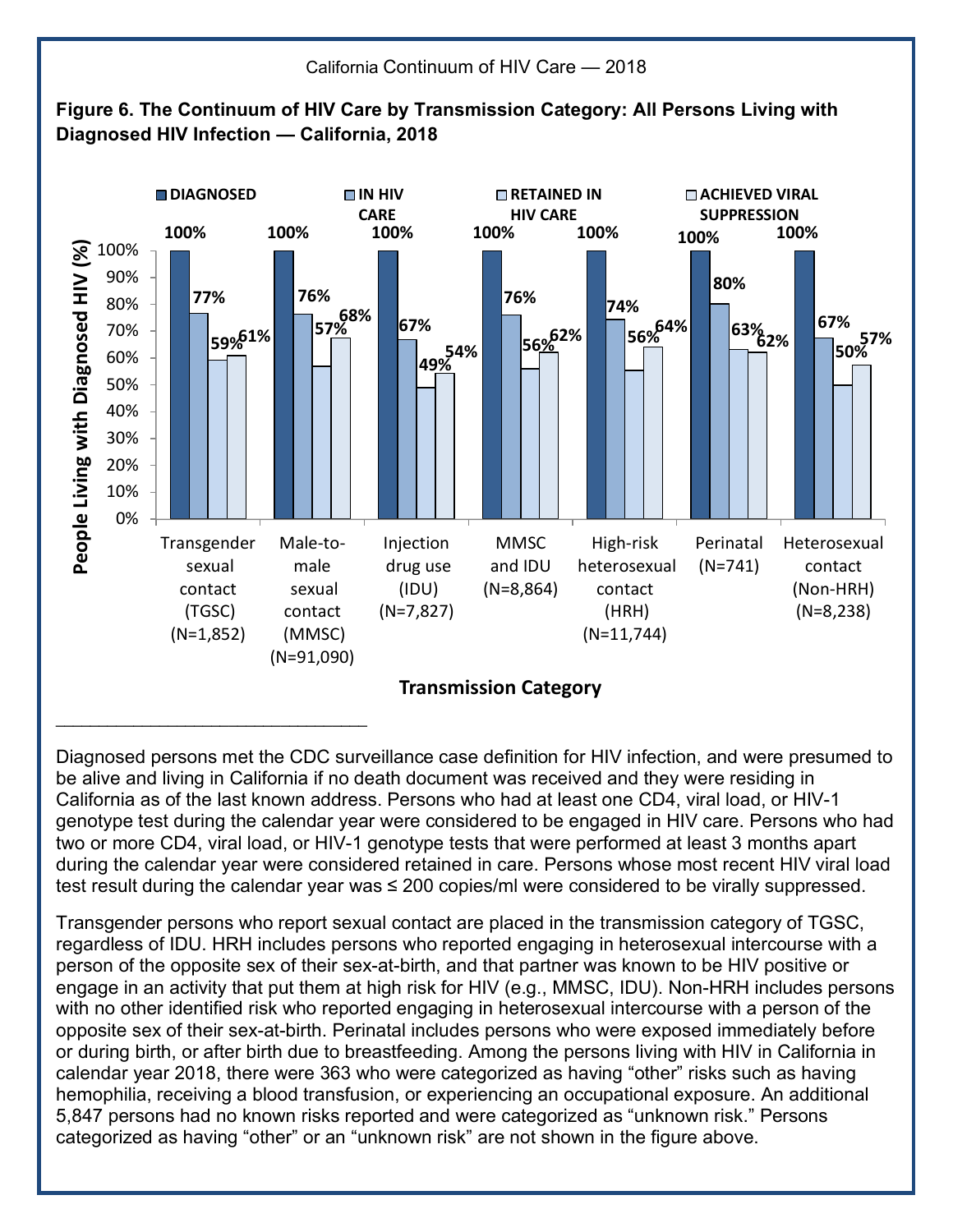**Figure 6. The Continuum of HIV Care by Transmission Category: All Persons Living with Diagnosed HIV Infection — California, 2018**

DIAGNOSED
IN HIV CARE
RETAINED IN HIV CARE
ACHIEVED VIRAL SUPPRESSION

People Living with Diagnosed HIV (%)

100%
90%
80%
70%
60%
50%
40%
30%
20%
10%
0%

Transgender sexual contact (TGSC) (N=1,852): 100% 77% 59% 61%

Male-to-male sexual contact (MMSC) (N=91,090): 100% 76% 57% 68%

Injection drug use (IDU) (N=7,827): 100% 67% 49% 54%

MMSC and IDU (N=8,864): 100% 76% 56% 62%

High-risk heterosexual contact (HRH) (N=11,744): 100% 74% 56% 64%

Perinatal (N=741): 100% 80% 63% 62%

Heterosexual contact (Non-HRH) (N=8,238): 100% 67% 50% 57%

Transmission Category

---

Diagnosed persons met the CDC surveillance case definition for HIV infection, and were presumed to be alive and living in California if no death document was received and they were residing in California as of the last known address. Persons who had at least one CD4, viral load, or HIV-1 genotype test during the calendar year were considered to be engaged in HIV care. Persons who had two or more CD4, viral load, or HIV-1 genotype tests that were performed at least 3 months apart during the calendar year were considered retained in care. Persons whose most recent HIV viral load test result during the calendar year was ≤ 200 copies/ml were considered to be virally suppressed.

Transgender persons who report sexual contact are placed in the transmission category of TGSC, regardless of IDU. HRH includes persons who reported engaging in heterosexual intercourse with a person of the opposite sex of their sex-at-birth, and that partner was known to be HIV positive or engage in an activity that put them at high risk for HIV (e.g., MMSC, IDU). Non-HRH includes persons with no other identified risk who reported engaging in heterosexual intercourse with a person of the opposite sex of their sex-at-birth. Perinatal includes persons who were exposed immediately before or during birth, or after birth due to breastfeeding. Among the persons living with HIV in California in calendar year 2018, there were 363 who were categorized as having "other" risks such as having hemophilia, receiving a blood transfusion, or experiencing an occupational exposure. An additional 5,847 persons had no known risks reported and were categorized as "unknown risk." Persons categorized as having "other" or an "unknown risk" are not shown in the figure above.